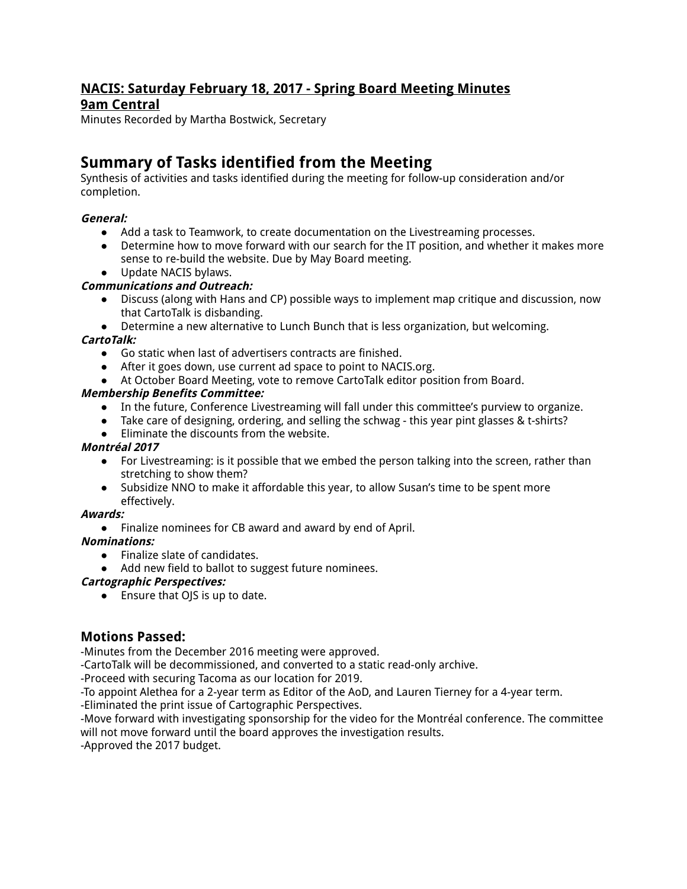**NACIS: Saturday February 18, 2017 - Spring Board Meeting Minutes**
**9am Central**

Minutes Recorded by Martha Bostwick, Secretary

## Summary of Tasks identified from the Meeting

Synthesis of activities and tasks identified during the meeting for follow-up consideration and/or completion.

***General:***

- Add a task to Teamwork, to create documentation on the Livestreaming processes.
- Determine how to move forward with our search for the IT position, and whether it makes more sense to re-build the website. Due by May Board meeting.
- Update NACIS bylaws.

***Communications and Outreach:***

- Discuss (along with Hans and CP) possible ways to implement map critique and discussion, now that CartoTalk is disbanding.
- Determine a new alternative to Lunch Bunch that is less organization, but welcoming.

***CartoTalk:***

- Go static when last of advertisers contracts are finished.
- After it goes down, use current ad space to point to NACIS.org.
- At October Board Meeting, vote to remove CartoTalk editor position from Board.

***Membership Benefits Committee:***

- In the future, Conference Livestreaming will fall under this committee's purview to organize.
- Take care of designing, ordering, and selling the schwag - this year pint glasses & t-shirts?
- Eliminate the discounts from the website.

***Montréal 2017***

- For Livestreaming: is it possible that we embed the person talking into the screen, rather than stretching to show them?
- Subsidize NNO to make it affordable this year, to allow Susan's time to be spent more effectively.

***Awards:***

- Finalize nominees for CB award and award by end of April.

***Nominations:***

- Finalize slate of candidates.
- Add new field to ballot to suggest future nominees.

***Cartographic Perspectives:***

- Ensure that OJS is up to date.

## Motions Passed:

-Minutes from the December 2016 meeting were approved.
-CartoTalk will be decommissioned, and converted to a static read-only archive.
-Proceed with securing Tacoma as our location for 2019.
-To appoint Alethea for a 2-year term as Editor of the AoD, and Lauren Tierney for a 4-year term.
-Eliminated the print issue of Cartographic Perspectives.
-Move forward with investigating sponsorship for the video for the Montréal conference. The committee will not move forward until the board approves the investigation results.
-Approved the 2017 budget.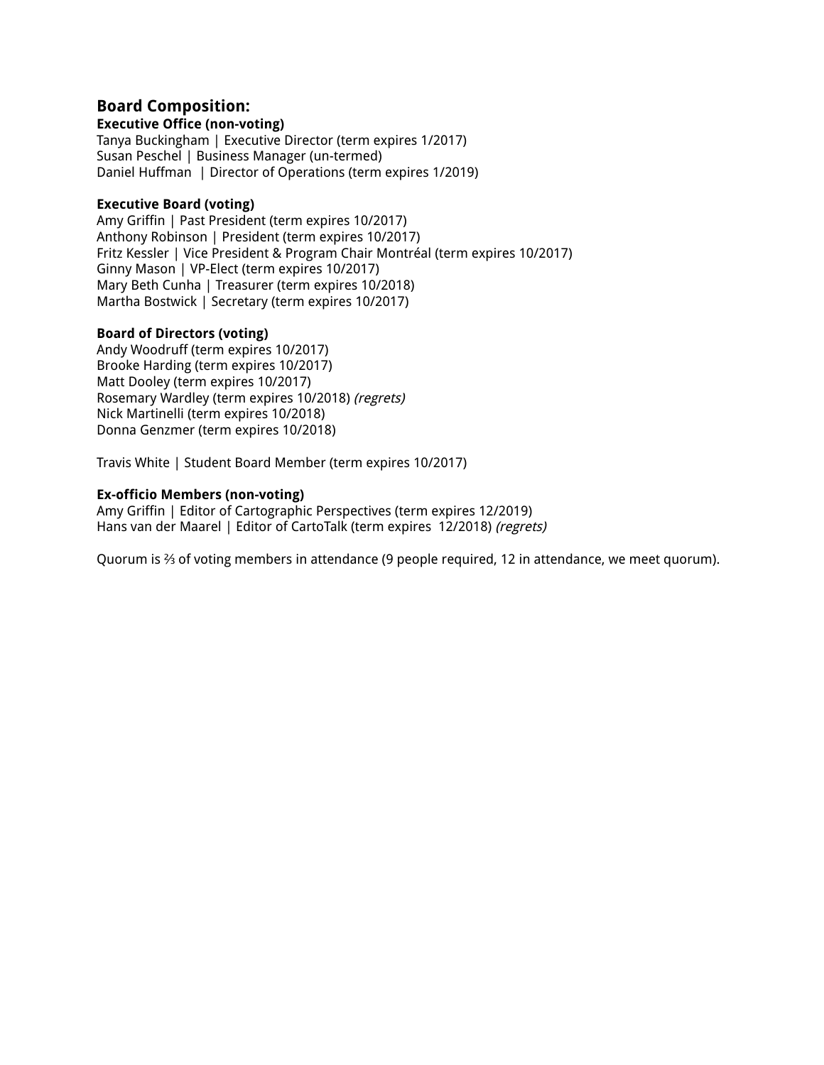## Board Composition:

**Executive Office (non-voting)**
Tanya Buckingham | Executive Director (term expires 1/2017)
Susan Peschel | Business Manager (un-termed)
Daniel Huffman | Director of Operations (term expires 1/2019)

**Executive Board (voting)**
Amy Griffin | Past President (term expires 10/2017)
Anthony Robinson | President (term expires 10/2017)
Fritz Kessler | Vice President & Program Chair Montréal (term expires 10/2017)
Ginny Mason | VP-Elect (term expires 10/2017)
Mary Beth Cunha | Treasurer (term expires 10/2018)
Martha Bostwick | Secretary (term expires 10/2017)

**Board of Directors (voting)**
Andy Woodruff (term expires 10/2017)
Brooke Harding (term expires 10/2017)
Matt Dooley (term expires 10/2017)
Rosemary Wardley (term expires 10/2018) *(regrets)*
Nick Martinelli (term expires 10/2018)
Donna Genzmer (term expires 10/2018)

Travis White | Student Board Member (term expires 10/2017)

**Ex-officio Members (non-voting)**
Amy Griffin | Editor of Cartographic Perspectives (term expires 12/2019)
Hans van der Maarel | Editor of CartoTalk (term expires 12/2018) *(regrets)*

Quorum is ⅔ of voting members in attendance (9 people required, 12 in attendance, we meet quorum).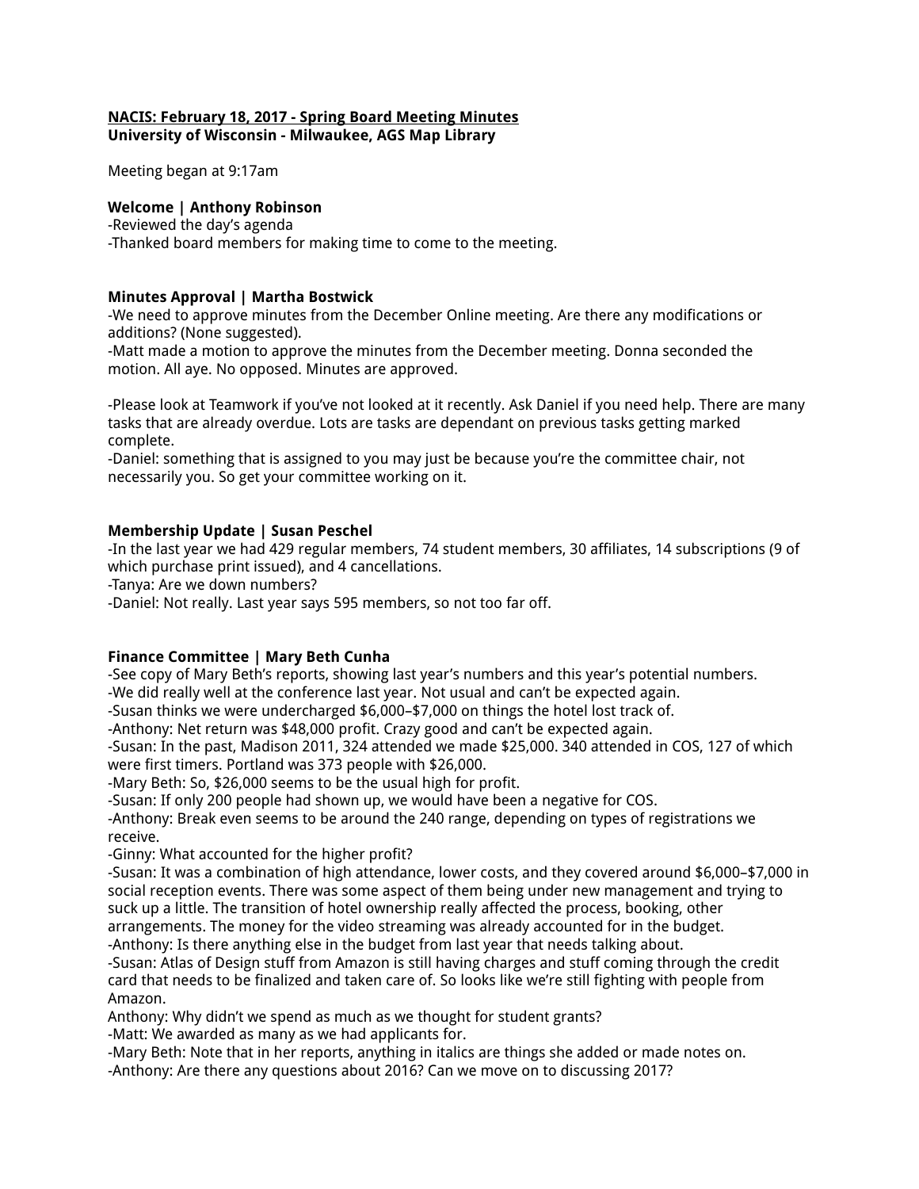**NACIS: February 18, 2017 - Spring Board Meeting Minutes**
**University of Wisconsin - Milwaukee, AGS Map Library**

Meeting began at 9:17am

**Welcome | Anthony Robinson**
-Reviewed the day's agenda
-Thanked board members for making time to come to the meeting.

**Minutes Approval | Martha Bostwick**
-We need to approve minutes from the December Online meeting. Are there any modifications or additions? (None suggested).
-Matt made a motion to approve the minutes from the December meeting. Donna seconded the motion. All aye. No opposed. Minutes are approved.

-Please look at Teamwork if you've not looked at it recently. Ask Daniel if you need help. There are many tasks that are already overdue. Lots are tasks are dependant on previous tasks getting marked complete.
-Daniel: something that is assigned to you may just be because you're the committee chair, not necessarily you. So get your committee working on it.

**Membership Update | Susan Peschel**
-In the last year we had 429 regular members, 74 student members, 30 affiliates, 14 subscriptions (9 of which purchase print issued), and 4 cancellations.
-Tanya: Are we down numbers?
-Daniel: Not really. Last year says 595 members, so not too far off.

**Finance Committee | Mary Beth Cunha**
-See copy of Mary Beth's reports, showing last year's numbers and this year's potential numbers.
-We did really well at the conference last year. Not usual and can't be expected again.
-Susan thinks we were undercharged $6,000–$7,000 on things the hotel lost track of.
-Anthony: Net return was $48,000 profit. Crazy good and can't be expected again.
-Susan: In the past, Madison 2011, 324 attended we made $25,000. 340 attended in COS, 127 of which were first timers. Portland was 373 people with $26,000.
-Mary Beth: So, $26,000 seems to be the usual high for profit.
-Susan: If only 200 people had shown up, we would have been a negative for COS.
-Anthony: Break even seems to be around the 240 range, depending on types of registrations we receive.
-Ginny: What accounted for the higher profit?
-Susan: It was a combination of high attendance, lower costs, and they covered around $6,000–$7,000 in social reception events. There was some aspect of them being under new management and trying to suck up a little. The transition of hotel ownership really affected the process, booking, other arrangements. The money for the video streaming was already accounted for in the budget.
-Anthony: Is there anything else in the budget from last year that needs talking about.
-Susan: Atlas of Design stuff from Amazon is still having charges and stuff coming through the credit card that needs to be finalized and taken care of. So looks like we're still fighting with people from Amazon.
Anthony: Why didn't we spend as much as we thought for student grants?
-Matt: We awarded as many as we had applicants for.
-Mary Beth: Note that in her reports, anything in italics are things she added or made notes on.
-Anthony: Are there any questions about 2016? Can we move on to discussing 2017?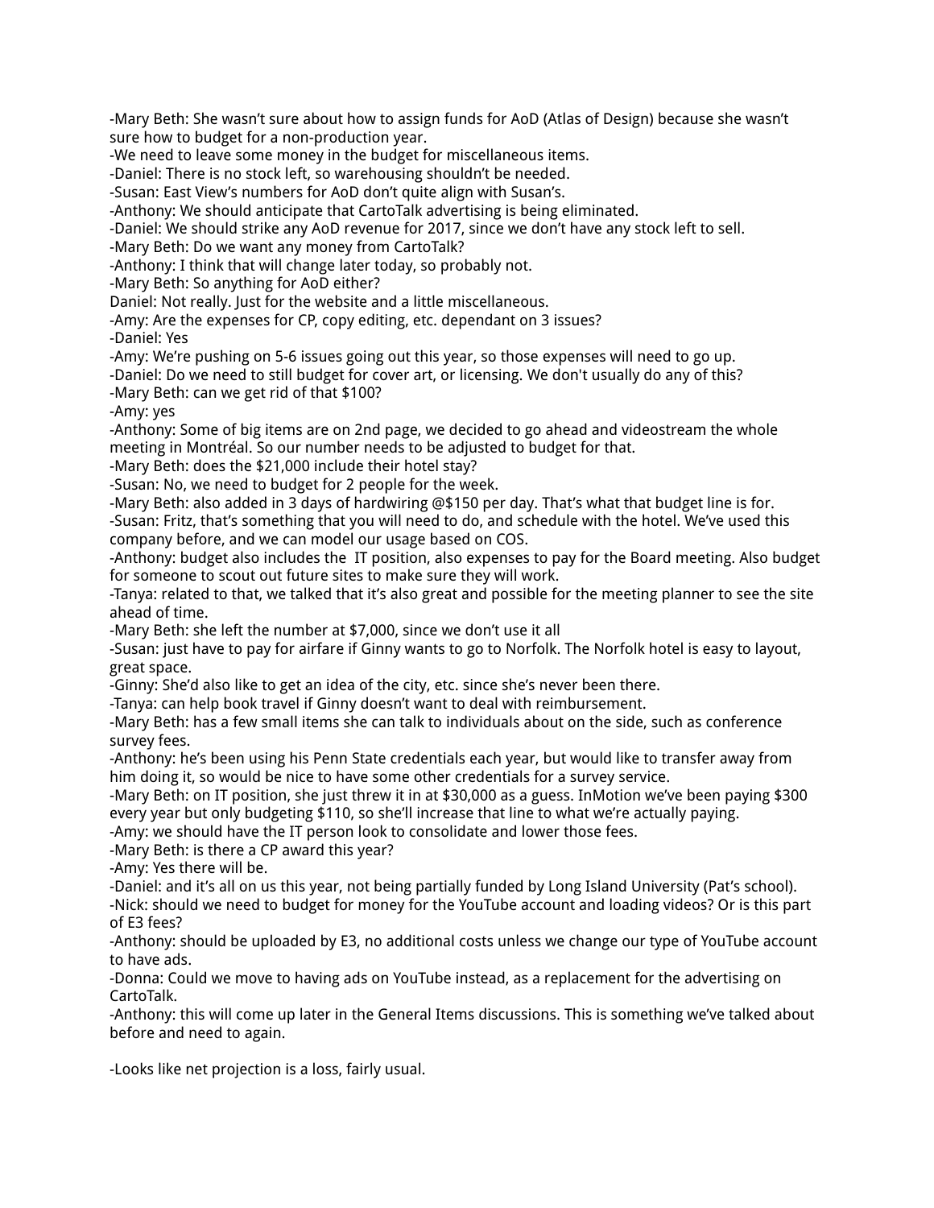-Mary Beth: She wasn't sure about how to assign funds for AoD (Atlas of Design) because she wasn't sure how to budget for a non-production year.
-We need to leave some money in the budget for miscellaneous items.
-Daniel: There is no stock left, so warehousing shouldn't be needed.
-Susan: East View's numbers for AoD don't quite align with Susan's.
-Anthony: We should anticipate that CartoTalk advertising is being eliminated.
-Daniel: We should strike any AoD revenue for 2017, since we don't have any stock left to sell.
-Mary Beth: Do we want any money from CartoTalk?
-Anthony: I think that will change later today, so probably not.
-Mary Beth: So anything for AoD either?
Daniel: Not really. Just for the website and a little miscellaneous.
-Amy: Are the expenses for CP, copy editing, etc. dependant on 3 issues?
-Daniel: Yes
-Amy: We're pushing on 5-6 issues going out this year, so those expenses will need to go up.
-Daniel: Do we need to still budget for cover art, or licensing. We don't usually do any of this?
-Mary Beth: can we get rid of that $100?
-Amy: yes
-Anthony: Some of big items are on 2nd page, we decided to go ahead and videostream the whole meeting in Montréal. So our number needs to be adjusted to budget for that.
-Mary Beth: does the $21,000 include their hotel stay?
-Susan: No, we need to budget for 2 people for the week.
-Mary Beth: also added in 3 days of hardwiring @$150 per day. That's what that budget line is for.
-Susan: Fritz, that's something that you will need to do, and schedule with the hotel. We've used this company before, and we can model our usage based on COS.
-Anthony: budget also includes the IT position, also expenses to pay for the Board meeting. Also budget for someone to scout out future sites to make sure they will work.
-Tanya: related to that, we talked that it's also great and possible for the meeting planner to see the site ahead of time.
-Mary Beth: she left the number at $7,000, since we don't use it all
-Susan: just have to pay for airfare if Ginny wants to go to Norfolk. The Norfolk hotel is easy to layout, great space.
-Ginny: She'd also like to get an idea of the city, etc. since she's never been there.
-Tanya: can help book travel if Ginny doesn't want to deal with reimbursement.
-Mary Beth: has a few small items she can talk to individuals about on the side, such as conference survey fees.
-Anthony: he's been using his Penn State credentials each year, but would like to transfer away from him doing it, so would be nice to have some other credentials for a survey service.
-Mary Beth: on IT position, she just threw it in at $30,000 as a guess. InMotion we've been paying $300 every year but only budgeting $110, so she'll increase that line to what we're actually paying.
-Amy: we should have the IT person look to consolidate and lower those fees.
-Mary Beth: is there a CP award this year?
-Amy: Yes there will be.
-Daniel: and it's all on us this year, not being partially funded by Long Island University (Pat's school).
-Nick: should we need to budget for money for the YouTube account and loading videos? Or is this part of E3 fees?
-Anthony: should be uploaded by E3, no additional costs unless we change our type of YouTube account to have ads.
-Donna: Could we move to having ads on YouTube instead, as a replacement for the advertising on CartoTalk.
-Anthony: this will come up later in the General Items discussions. This is something we've talked about before and need to again.

-Looks like net projection is a loss, fairly usual.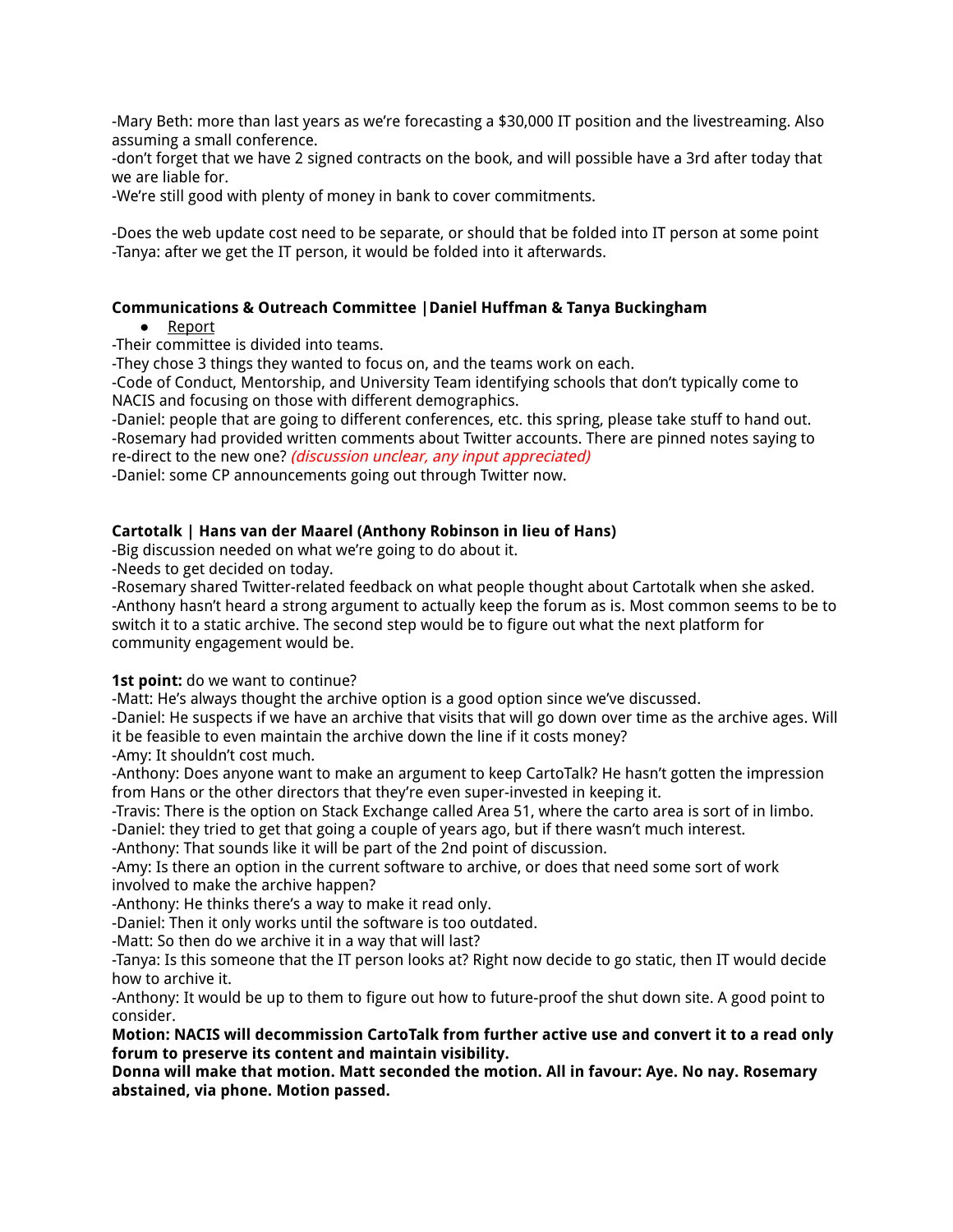-Mary Beth: more than last years as we're forecasting a $30,000 IT position and the livestreaming. Also assuming a small conference.
-don't forget that we have 2 signed contracts on the book, and will possible have a 3rd after today that we are liable for.
-We're still good with plenty of money in bank to cover commitments.

-Does the web update cost need to be separate, or should that be folded into IT person at some point
-Tanya: after we get the IT person, it would be folded into it afterwards.

**Communications & Outreach Committee |Daniel Huffman & Tanya Buckingham**

- Report

-Their committee is divided into teams.
-They chose 3 things they wanted to focus on, and the teams work on each.
-Code of Conduct, Mentorship, and University Team identifying schools that don't typically come to NACIS and focusing on those with different demographics.
-Daniel: people that are going to different conferences, etc. this spring, please take stuff to hand out.
-Rosemary had provided written comments about Twitter accounts. There are pinned notes saying to re-direct to the new one? *(discussion unclear, any input appreciated)*
-Daniel: some CP announcements going out through Twitter now.

**Cartotalk | Hans van der Maarel (Anthony Robinson in lieu of Hans)**

-Big discussion needed on what we're going to do about it.
-Needs to get decided on today.
-Rosemary shared Twitter-related feedback on what people thought about Cartotalk when she asked.
-Anthony hasn't heard a strong argument to actually keep the forum as is. Most common seems to be to switch it to a static archive. The second step would be to figure out what the next platform for community engagement would be.

**1st point:** do we want to continue?
-Matt: He's always thought the archive option is a good option since we've discussed.
-Daniel: He suspects if we have an archive that visits that will go down over time as the archive ages. Will it be feasible to even maintain the archive down the line if it costs money?
-Amy: It shouldn't cost much.
-Anthony: Does anyone want to make an argument to keep CartoTalk? He hasn't gotten the impression from Hans or the other directors that they're even super-invested in keeping it.
-Travis: There is the option on Stack Exchange called Area 51, where the carto area is sort of in limbo.
-Daniel: they tried to get that going a couple of years ago, but if there wasn't much interest.
-Anthony: That sounds like it will be part of the 2nd point of discussion.
-Amy: Is there an option in the current software to archive, or does that need some sort of work involved to make the archive happen?
-Anthony: He thinks there's a way to make it read only.
-Daniel: Then it only works until the software is too outdated.
-Matt: So then do we archive it in a way that will last?
-Tanya: Is this someone that the IT person looks at? Right now decide to go static, then IT would decide how to archive it.
-Anthony: It would be up to them to figure out how to future-proof the shut down site. A good point to consider.
**Motion: NACIS will decommission CartoTalk from further active use and convert it to a read only forum to preserve its content and maintain visibility.**
**Donna will make that motion. Matt seconded the motion. All in favour: Aye. No nay. Rosemary abstained, via phone. Motion passed.**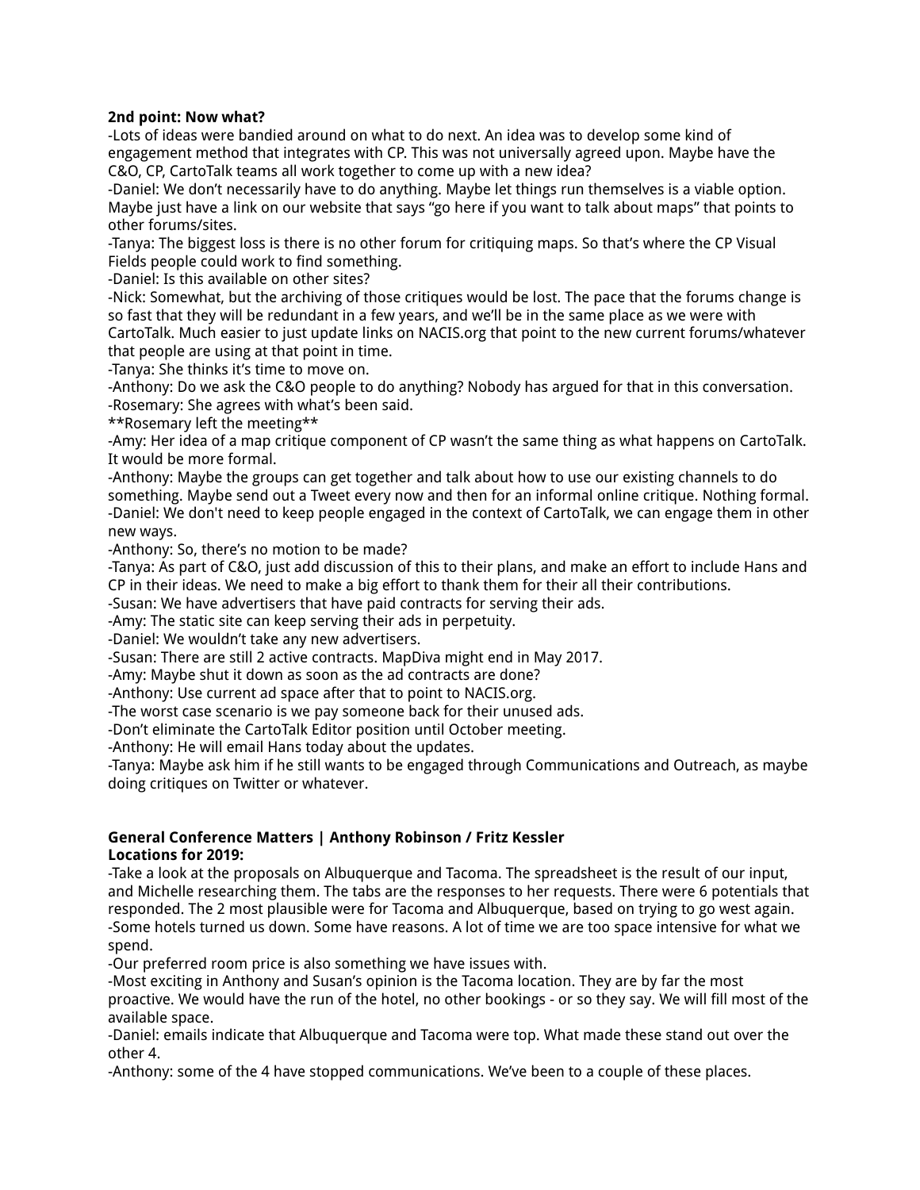**2nd point: Now what?**

-Lots of ideas were bandied around on what to do next. An idea was to develop some kind of engagement method that integrates with CP. This was not universally agreed upon. Maybe have the C&O, CP, CartoTalk teams all work together to come up with a new idea?

-Daniel: We don't necessarily have to do anything. Maybe let things run themselves is a viable option. Maybe just have a link on our website that says "go here if you want to talk about maps" that points to other forums/sites.

-Tanya: The biggest loss is there is no other forum for critiquing maps. So that's where the CP Visual Fields people could work to find something.

-Daniel: Is this available on other sites?

-Nick: Somewhat, but the archiving of those critiques would be lost. The pace that the forums change is so fast that they will be redundant in a few years, and we'll be in the same place as we were with CartoTalk. Much easier to just update links on NACIS.org that point to the new current forums/whatever that people are using at that point in time.

-Tanya: She thinks it's time to move on.

-Anthony: Do we ask the C&O people to do anything? Nobody has argued for that in this conversation.

-Rosemary: She agrees with what's been said.

**Rosemary left the meeting**

-Amy: Her idea of a map critique component of CP wasn't the same thing as what happens on CartoTalk. It would be more formal.

-Anthony: Maybe the groups can get together and talk about how to use our existing channels to do something. Maybe send out a Tweet every now and then for an informal online critique. Nothing formal.

-Daniel: We don't need to keep people engaged in the context of CartoTalk, we can engage them in other new ways.

-Anthony: So, there's no motion to be made?

-Tanya: As part of C&O, just add discussion of this to their plans, and make an effort to include Hans and CP in their ideas. We need to make a big effort to thank them for their all their contributions.

-Susan: We have advertisers that have paid contracts for serving their ads.

-Amy: The static site can keep serving their ads in perpetuity.

-Daniel: We wouldn't take any new advertisers.

-Susan: There are still 2 active contracts. MapDiva might end in May 2017.

-Amy: Maybe shut it down as soon as the ad contracts are done?

-Anthony: Use current ad space after that to point to NACIS.org.

-The worst case scenario is we pay someone back for their unused ads.

-Don't eliminate the CartoTalk Editor position until October meeting.

-Anthony: He will email Hans today about the updates.

-Tanya: Maybe ask him if he still wants to be engaged through Communications and Outreach, as maybe doing critiques on Twitter or whatever.

**General Conference Matters | Anthony Robinson / Fritz Kessler**

**Locations for 2019:**

-Take a look at the proposals on Albuquerque and Tacoma. The spreadsheet is the result of our input, and Michelle researching them. The tabs are the responses to her requests. There were 6 potentials that responded. The 2 most plausible were for Tacoma and Albuquerque, based on trying to go west again.

-Some hotels turned us down. Some have reasons. A lot of time we are too space intensive for what we spend.

-Our preferred room price is also something we have issues with.

-Most exciting in Anthony and Susan's opinion is the Tacoma location. They are by far the most proactive. We would have the run of the hotel, no other bookings - or so they say. We will fill most of the available space.

-Daniel: emails indicate that Albuquerque and Tacoma were top. What made these stand out over the other 4.

-Anthony: some of the 4 have stopped communications. We've been to a couple of these places.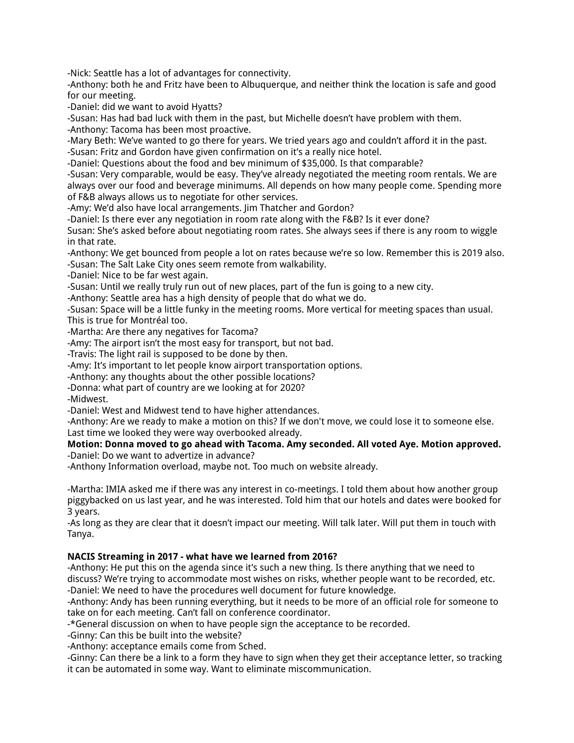-Nick: Seattle has a lot of advantages for connectivity.
-Anthony: both he and Fritz have been to Albuquerque, and neither think the location is safe and good for our meeting.
-Daniel: did we want to avoid Hyatts?
-Susan: Has had bad luck with them in the past, but Michelle doesn't have problem with them.
-Anthony: Tacoma has been most proactive.
-Mary Beth: We've wanted to go there for years. We tried years ago and couldn't afford it in the past.
-Susan: Fritz and Gordon have given confirmation on it's a really nice hotel.
-Daniel: Questions about the food and bev minimum of $35,000. Is that comparable?
-Susan: Very comparable, would be easy. They've already negotiated the meeting room rentals. We are always over our food and beverage minimums. All depends on how many people come. Spending more of F&B always allows us to negotiate for other services.
-Amy: We'd also have local arrangements. Jim Thatcher and Gordon?
-Daniel: Is there ever any negotiation in room rate along with the F&B? Is it ever done?
Susan: She's asked before about negotiating room rates. She always sees if there is any room to wiggle in that rate.
-Anthony: We get bounced from people a lot on rates because we're so low. Remember this is 2019 also.
-Susan: The Salt Lake City ones seem remote from walkability.
-Daniel: Nice to be far west again.
-Susan: Until we really truly run out of new places, part of the fun is going to a new city.
-Anthony: Seattle area has a high density of people that do what we do.
-Susan: Space will be a little funky in the meeting rooms. More vertical for meeting spaces than usual. This is true for Montréal too.
-Martha: Are there any negatives for Tacoma?
-Amy: The airport isn't the most easy for transport, but not bad.
-Travis: The light rail is supposed to be done by then.
-Amy: It's important to let people know airport transportation options.
-Anthony: any thoughts about the other possible locations?
-Donna: what part of country are we looking at for 2020?
-Midwest.
-Daniel: West and Midwest tend to have higher attendances.
-Anthony: Are we ready to make a motion on this? If we don't move, we could lose it to someone else. Last time we looked they were way overbooked already.
**Motion: Donna moved to go ahead with Tacoma. Amy seconded. All voted Aye. Motion approved.**
-Daniel: Do we want to advertize in advance?
-Anthony Information overload, maybe not. Too much on website already.

-Martha: IMIA asked me if there was any interest in co-meetings. I told them about how another group piggybacked on us last year, and he was interested. Told him that our hotels and dates were booked for 3 years.
-As long as they are clear that it doesn't impact our meeting. Will talk later. Will put them in touch with Tanya.

**NACIS Streaming in 2017 - what have we learned from 2016?**
-Anthony: He put this on the agenda since it's such a new thing. Is there anything that we need to discuss? We're trying to accommodate most wishes on risks, whether people want to be recorded, etc.
-Daniel: We need to have the procedures well document for future knowledge.
-Anthony: Andy has been running everything, but it needs to be more of an official role for someone to take on for each meeting. Can't fall on conference coordinator.
-*General discussion on when to have people sign the acceptance to be recorded.
-Ginny: Can this be built into the website?
-Anthony: acceptance emails come from Sched.
-Ginny: Can there be a link to a form they have to sign when they get their acceptance letter, so tracking it can be automated in some way. Want to eliminate miscommunication.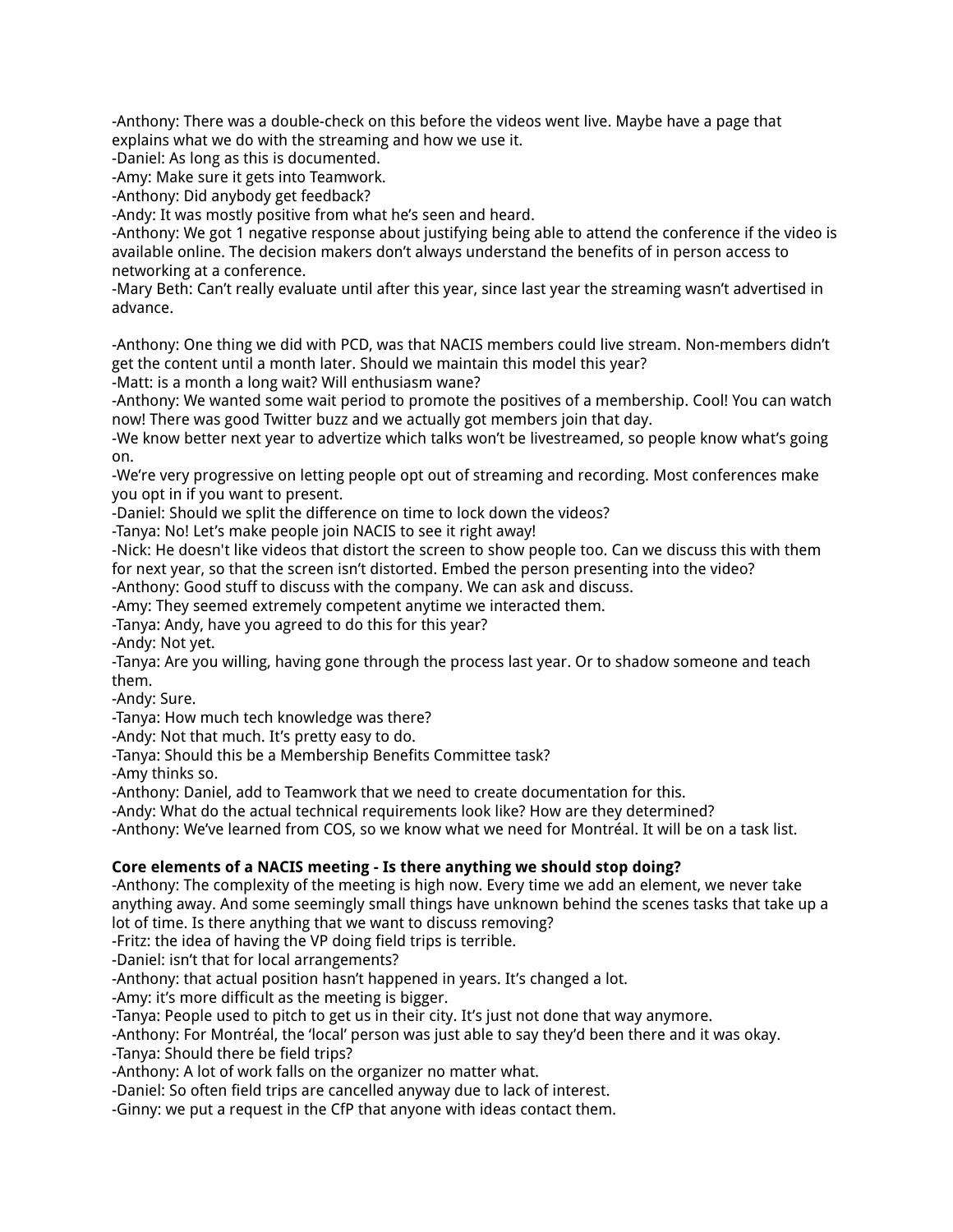-Anthony: There was a double-check on this before the videos went live. Maybe have a page that explains what we do with the streaming and how we use it.
-Daniel: As long as this is documented.
-Amy: Make sure it gets into Teamwork.
-Anthony: Did anybody get feedback?
-Andy: It was mostly positive from what he's seen and heard.
-Anthony: We got 1 negative response about justifying being able to attend the conference if the video is available online. The decision makers don't always understand the benefits of in person access to networking at a conference.
-Mary Beth: Can't really evaluate until after this year, since last year the streaming wasn't advertised in advance.

-Anthony: One thing we did with PCD, was that NACIS members could live stream. Non-members didn't get the content until a month later. Should we maintain this model this year?
-Matt: is a month a long wait? Will enthusiasm wane?
-Anthony: We wanted some wait period to promote the positives of a membership. Cool! You can watch now! There was good Twitter buzz and we actually got members join that day.
-We know better next year to advertize which talks won't be livestreamed, so people know what's going on.
-We're very progressive on letting people opt out of streaming and recording. Most conferences make you opt in if you want to present.
-Daniel: Should we split the difference on time to lock down the videos?
-Tanya: No! Let's make people join NACIS to see it right away!
-Nick: He doesn't like videos that distort the screen to show people too. Can we discuss this with them for next year, so that the screen isn't distorted. Embed the person presenting into the video?
-Anthony: Good stuff to discuss with the company. We can ask and discuss.
-Amy: They seemed extremely competent anytime we interacted them.
-Tanya: Andy, have you agreed to do this for this year?
-Andy: Not yet.
-Tanya: Are you willing, having gone through the process last year. Or to shadow someone and teach them.
-Andy: Sure.
-Tanya: How much tech knowledge was there?
-Andy: Not that much. It's pretty easy to do.
-Tanya: Should this be a Membership Benefits Committee task?
-Amy thinks so.
-Anthony: Daniel, add to Teamwork that we need to create documentation for this.
-Andy: What do the actual technical requirements look like? How are they determined?
-Anthony: We've learned from COS, so we know what we need for Montréal. It will be on a task list.

**Core elements of a NACIS meeting - Is there anything we should stop doing?**
-Anthony: The complexity of the meeting is high now. Every time we add an element, we never take anything away. And some seemingly small things have unknown behind the scenes tasks that take up a lot of time. Is there anything that we want to discuss removing?
-Fritz: the idea of having the VP doing field trips is terrible.
-Daniel: isn't that for local arrangements?
-Anthony: that actual position hasn't happened in years. It's changed a lot.
-Amy: it's more difficult as the meeting is bigger.
-Tanya: People used to pitch to get us in their city. It's just not done that way anymore.
-Anthony: For Montréal, the 'local' person was just able to say they'd been there and it was okay.
-Tanya: Should there be field trips?
-Anthony: A lot of work falls on the organizer no matter what.
-Daniel: So often field trips are cancelled anyway due to lack of interest.
-Ginny: we put a request in the CfP that anyone with ideas contact them.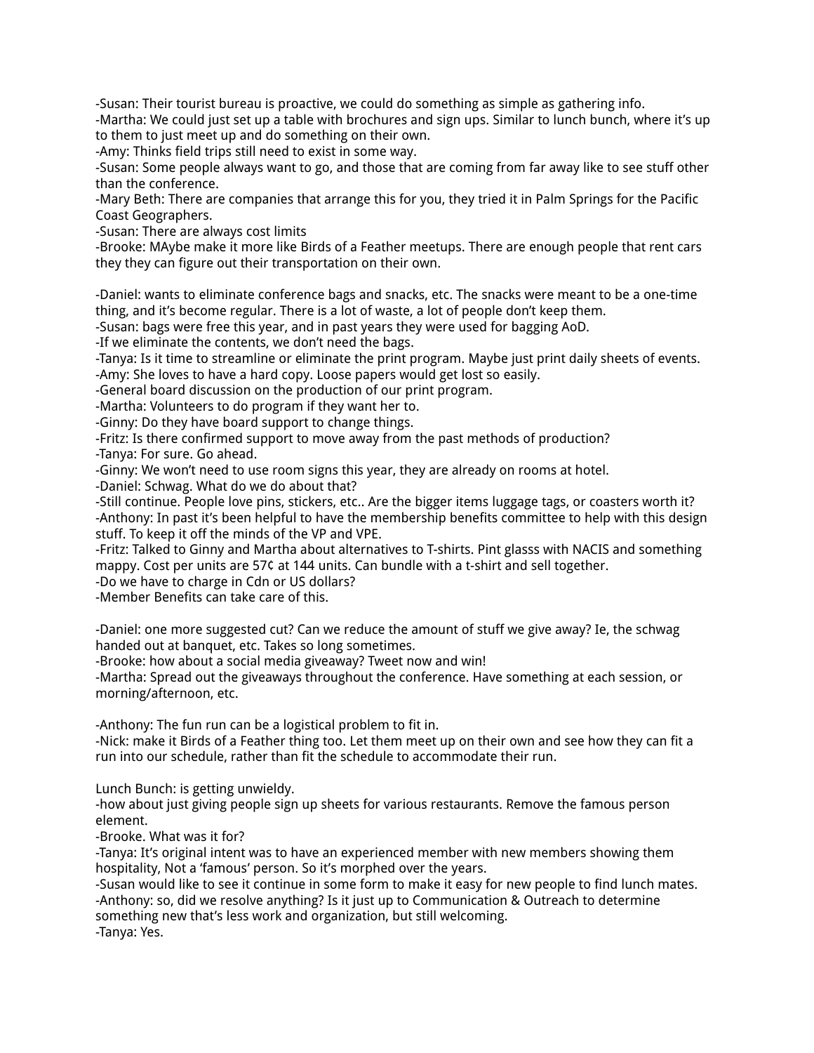-Susan: Their tourist bureau is proactive, we could do something as simple as gathering info.
-Martha: We could just set up a table with brochures and sign ups. Similar to lunch bunch, where it's up to them to just meet up and do something on their own.
-Amy: Thinks field trips still need to exist in some way.
-Susan: Some people always want to go, and those that are coming from far away like to see stuff other than the conference.
-Mary Beth: There are companies that arrange this for you, they tried it in Palm Springs for the Pacific Coast Geographers.
-Susan: There are always cost limits
-Brooke: MAybe make it more like Birds of a Feather meetups. There are enough people that rent cars they they can figure out their transportation on their own.

-Daniel: wants to eliminate conference bags and snacks, etc. The snacks were meant to be a one-time thing, and it's become regular. There is a lot of waste, a lot of people don't keep them.
-Susan: bags were free this year, and in past years they were used for bagging AoD.
-If we eliminate the contents, we don't need the bags.
-Tanya: Is it time to streamline or eliminate the print program. Maybe just print daily sheets of events.
-Amy: She loves to have a hard copy. Loose papers would get lost so easily.
-General board discussion on the production of our print program.
-Martha: Volunteers to do program if they want her to.
-Ginny: Do they have board support to change things.
-Fritz: Is there confirmed support to move away from the past methods of production?
-Tanya: For sure. Go ahead.
-Ginny: We won't need to use room signs this year, they are already on rooms at hotel.
-Daniel: Schwag. What do we do about that?
-Still continue. People love pins, stickers, etc.. Are the bigger items luggage tags, or coasters worth it?
-Anthony: In past it's been helpful to have the membership benefits committee to help with this design stuff. To keep it off the minds of the VP and VPE.
-Fritz: Talked to Ginny and Martha about alternatives to T-shirts. Pint glasss with NACIS and something mappy. Cost per units are 57¢ at 144 units. Can bundle with a t-shirt and sell together.
-Do we have to charge in Cdn or US dollars?
-Member Benefits can take care of this.

-Daniel: one more suggested cut? Can we reduce the amount of stuff we give away? Ie, the schwag handed out at banquet, etc. Takes so long sometimes.
-Brooke: how about a social media giveaway? Tweet now and win!
-Martha: Spread out the giveaways throughout the conference. Have something at each session, or morning/afternoon, etc.

-Anthony: The fun run can be a logistical problem to fit in.
-Nick: make it Birds of a Feather thing too. Let them meet up on their own and see how they can fit a run into our schedule, rather than fit the schedule to accommodate their run.

Lunch Bunch: is getting unwieldy.
-how about just giving people sign up sheets for various restaurants. Remove the famous person element.
-Brooke. What was it for?
-Tanya: It's original intent was to have an experienced member with new members showing them hospitality, Not a 'famous' person. So it's morphed over the years.
-Susan would like to see it continue in some form to make it easy for new people to find lunch mates.
-Anthony: so, did we resolve anything? Is it just up to Communication & Outreach to determine something new that's less work and organization, but still welcoming.
-Tanya: Yes.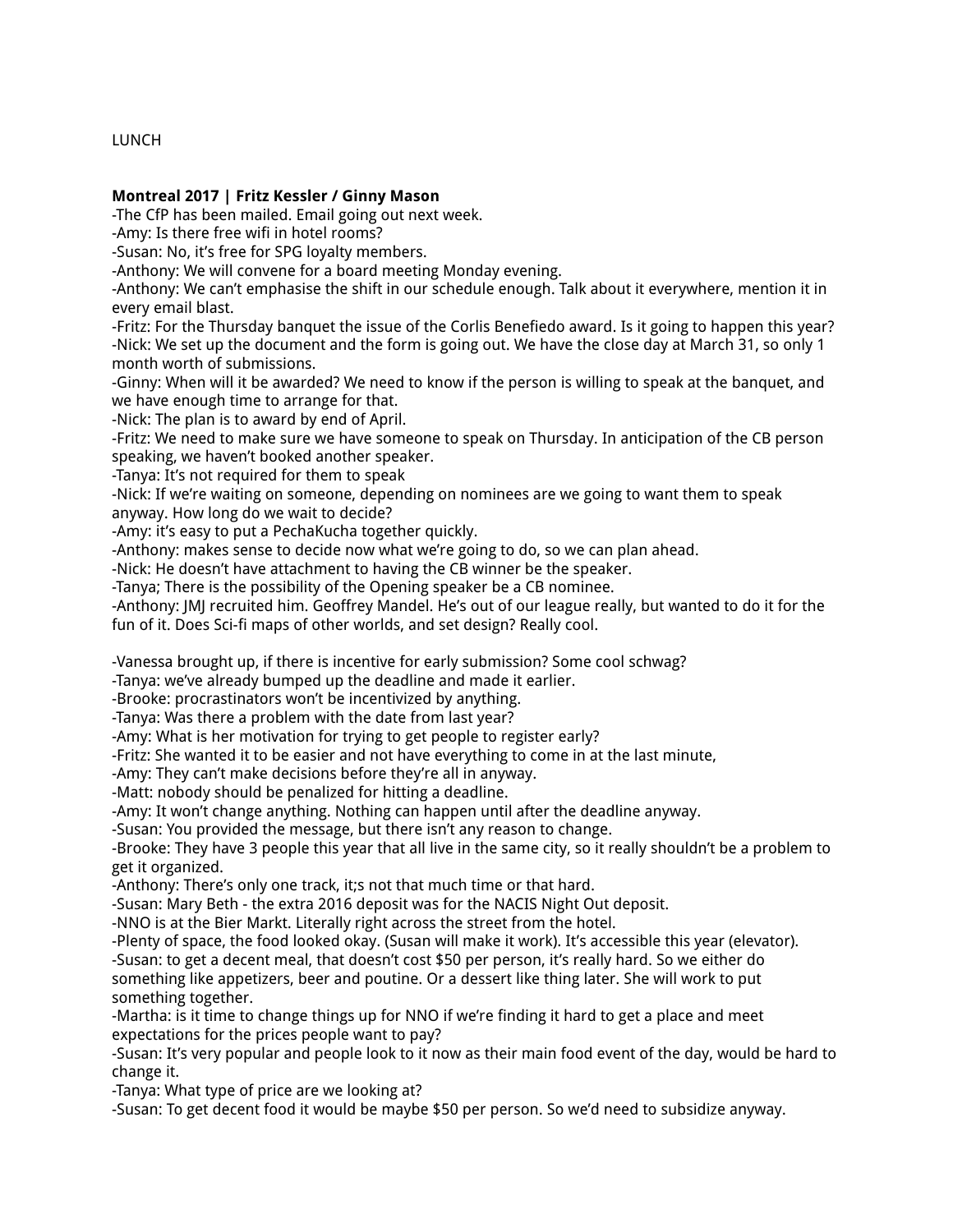LUNCH

**Montreal 2017 | Fritz Kessler / Ginny Mason**

-The CfP has been mailed. Email going out next week.
-Amy: Is there free wifi in hotel rooms?
-Susan: No, it's free for SPG loyalty members.
-Anthony: We will convene for a board meeting Monday evening.
-Anthony: We can't emphasise the shift in our schedule enough. Talk about it everywhere, mention it in every email blast.
-Fritz: For the Thursday banquet the issue of the Corlis Benefiedo award. Is it going to happen this year?
-Nick: We set up the document and the form is going out. We have the close day at March 31, so only 1 month worth of submissions.
-Ginny: When will it be awarded? We need to know if the person is willing to speak at the banquet, and we have enough time to arrange for that.
-Nick: The plan is to award by end of April.
-Fritz: We need to make sure we have someone to speak on Thursday. In anticipation of the CB person speaking, we haven't booked another speaker.
-Tanya: It's not required for them to speak
-Nick: If we're waiting on someone, depending on nominees are we going to want them to speak anyway. How long do we wait to decide?
-Amy: it's easy to put a PechaKucha together quickly.
-Anthony: makes sense to decide now what we're going to do, so we can plan ahead.
-Nick: He doesn't have attachment to having the CB winner be the speaker.
-Tanya; There is the possibility of the Opening speaker be a CB nominee.
-Anthony: JMJ recruited him. Geoffrey Mandel. He's out of our league really, but wanted to do it for the fun of it. Does Sci-fi maps of other worlds, and set design? Really cool.

-Vanessa brought up, if there is incentive for early submission? Some cool schwag?
-Tanya: we've already bumped up the deadline and made it earlier.
-Brooke: procrastinators won't be incentivized by anything.
-Tanya: Was there a problem with the date from last year?
-Amy: What is her motivation for trying to get people to register early?
-Fritz: She wanted it to be easier and not have everything to come in at the last minute,
-Amy: They can't make decisions before they're all in anyway.
-Matt: nobody should be penalized for hitting a deadline.
-Amy: It won't change anything. Nothing can happen until after the deadline anyway.
-Susan: You provided the message, but there isn't any reason to change.
-Brooke: They have 3 people this year that all live in the same city, so it really shouldn't be a problem to get it organized.
-Anthony: There's only one track, it;s not that much time or that hard.
-Susan: Mary Beth - the extra 2016 deposit was for the NACIS Night Out deposit.
-NNO is at the Bier Markt. Literally right across the street from the hotel.
-Plenty of space, the food looked okay. (Susan will make it work). It's accessible this year (elevator).
-Susan: to get a decent meal, that doesn't cost $50 per person, it's really hard. So we either do something like appetizers, beer and poutine. Or a dessert like thing later. She will work to put something together.
-Martha: is it time to change things up for NNO if we're finding it hard to get a place and meet expectations for the prices people want to pay?
-Susan: It's very popular and people look to it now as their main food event of the day, would be hard to change it.
-Tanya: What type of price are we looking at?
-Susan: To get decent food it would be maybe $50 per person. So we'd need to subsidize anyway.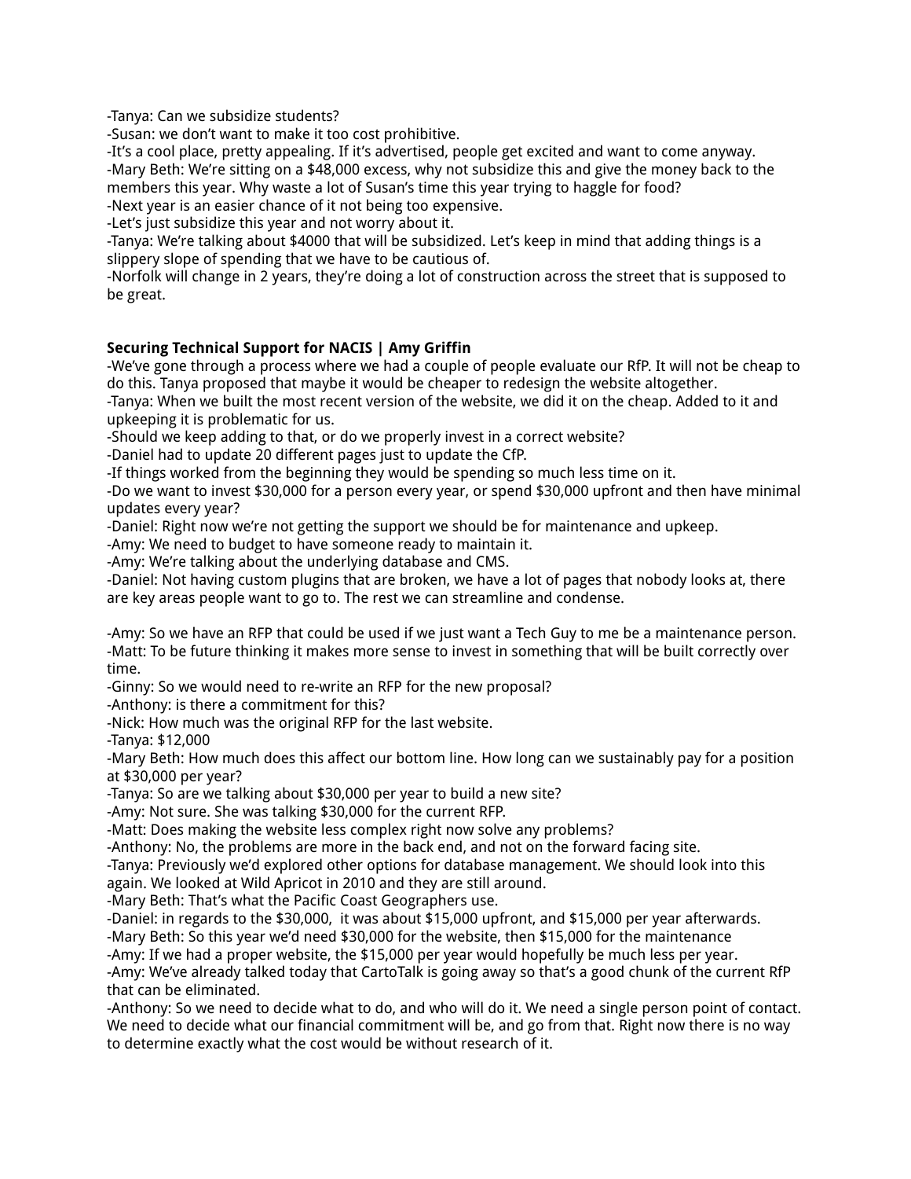-Tanya: Can we subsidize students?
-Susan: we don't want to make it too cost prohibitive.
-It's a cool place, pretty appealing. If it's advertised, people get excited and want to come anyway.
-Mary Beth: We're sitting on a $48,000 excess, why not subsidize this and give the money back to the members this year. Why waste a lot of Susan's time this year trying to haggle for food?
-Next year is an easier chance of it not being too expensive.
-Let's just subsidize this year and not worry about it.
-Tanya: We're talking about $4000 that will be subsidized. Let's keep in mind that adding things is a slippery slope of spending that we have to be cautious of.
-Norfolk will change in 2 years, they're doing a lot of construction across the street that is supposed to be great.

**Securing Technical Support for NACIS | Amy Griffin**
-We've gone through a process where we had a couple of people evaluate our RfP. It will not be cheap to do this. Tanya proposed that maybe it would be cheaper to redesign the website altogether.
-Tanya: When we built the most recent version of the website, we did it on the cheap. Added to it and upkeeping it is problematic for us.
-Should we keep adding to that, or do we properly invest in a correct website?
-Daniel had to update 20 different pages just to update the CfP.
-If things worked from the beginning they would be spending so much less time on it.
-Do we want to invest $30,000 for a person every year, or spend $30,000 upfront and then have minimal updates every year?
-Daniel: Right now we're not getting the support we should be for maintenance and upkeep.
-Amy: We need to budget to have someone ready to maintain it.
-Amy: We're talking about the underlying database and CMS.
-Daniel: Not having custom plugins that are broken, we have a lot of pages that nobody looks at, there are key areas people want to go to. The rest we can streamline and condense.

-Amy: So we have an RFP that could be used if we just want a Tech Guy to me be a maintenance person.
-Matt: To be future thinking it makes more sense to invest in something that will be built correctly over time.
-Ginny: So we would need to re-write an RFP for the new proposal?
-Anthony: is there a commitment for this?
-Nick: How much was the original RFP for the last website.
-Tanya: $12,000
-Mary Beth: How much does this affect our bottom line. How long can we sustainably pay for a position at $30,000 per year?
-Tanya: So are we talking about $30,000 per year to build a new site?
-Amy: Not sure. She was talking $30,000 for the current RFP.
-Matt: Does making the website less complex right now solve any problems?
-Anthony: No, the problems are more in the back end, and not on the forward facing site.
-Tanya: Previously we'd explored other options for database management. We should look into this again. We looked at Wild Apricot in 2010 and they are still around.
-Mary Beth: That's what the Pacific Coast Geographers use.
-Daniel: in regards to the $30,000, it was about $15,000 upfront, and $15,000 per year afterwards.
-Mary Beth: So this year we'd need $30,000 for the website, then $15,000 for the maintenance
-Amy: If we had a proper website, the $15,000 per year would hopefully be much less per year.
-Amy: We've already talked today that CartoTalk is going away so that's a good chunk of the current RfP that can be eliminated.
-Anthony: So we need to decide what to do, and who will do it. We need a single person point of contact. We need to decide what our financial commitment will be, and go from that. Right now there is no way to determine exactly what the cost would be without research of it.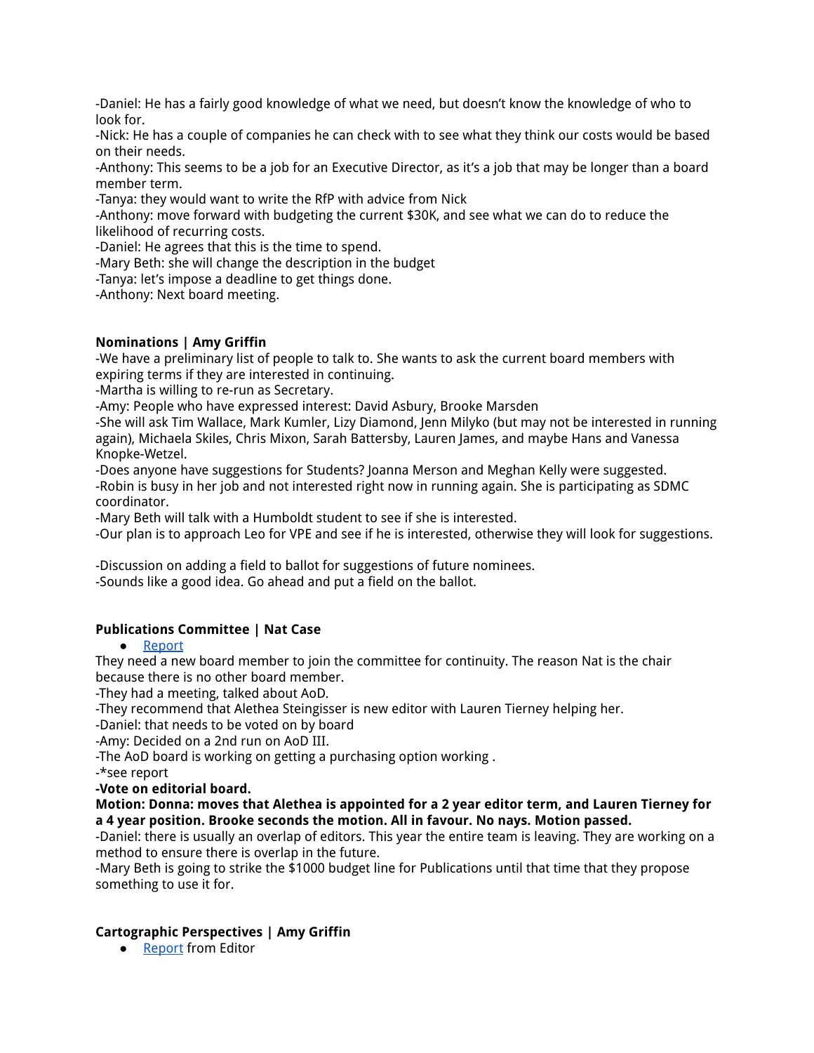-Daniel: He has a fairly good knowledge of what we need, but doesn't know the knowledge of who to look for.
-Nick: He has a couple of companies he can check with to see what they think our costs would be based on their needs.
-Anthony: This seems to be a job for an Executive Director, as it's a job that may be longer than a board member term.
-Tanya: they would want to write the RfP with advice from Nick
-Anthony: move forward with budgeting the current $30K, and see what we can do to reduce the likelihood of recurring costs.
-Daniel: He agrees that this is the time to spend.
-Mary Beth: she will change the description in the budget
-Tanya: let's impose a deadline to get things done.
-Anthony: Next board meeting.

**Nominations | Amy Griffin**

-We have a preliminary list of people to talk to. She wants to ask the current board members with expiring terms if they are interested in continuing.
-Martha is willing to re-run as Secretary.
-Amy: People who have expressed interest: David Asbury, Brooke Marsden
-She will ask Tim Wallace, Mark Kumler, Lizy Diamond, Jenn Milyko (but may not be interested in running again), Michaela Skiles, Chris Mixon, Sarah Battersby, Lauren James, and maybe Hans and Vanessa Knopke-Wetzel.
-Does anyone have suggestions for Students? Joanna Merson and Meghan Kelly were suggested.
-Robin is busy in her job and not interested right now in running again. She is participating as SDMC coordinator.
-Mary Beth will talk with a Humboldt student to see if she is interested.
-Our plan is to approach Leo for VPE and see if he is interested, otherwise they will look for suggestions.

-Discussion on adding a field to ballot for suggestions of future nominees.
-Sounds like a good idea. Go ahead and put a field on the ballot.

**Publications Committee | Nat Case**

- Report

They need a new board member to join the committee for continuity. The reason Nat is the chair because there is no other board member.
-They had a meeting, talked about AoD.
-They recommend that Alethea Steingisser is new editor with Lauren Tierney helping her.
-Daniel: that needs to be voted on by board
-Amy: Decided on a 2nd run on AoD III.
-The AoD board is working on getting a purchasing option working .
-*see report
**-Vote on editorial board.**
**Motion: Donna: moves that Alethea is appointed for a 2 year editor term, and Lauren Tierney for a 4 year position. Brooke seconds the motion. All in favour. No nays. Motion passed.**
-Daniel: there is usually an overlap of editors. This year the entire team is leaving. They are working on a method to ensure there is overlap in the future.
-Mary Beth is going to strike the $1000 budget line for Publications until that time that they propose something to use it for.

**Cartographic Perspectives | Amy Griffin**

- Report from Editor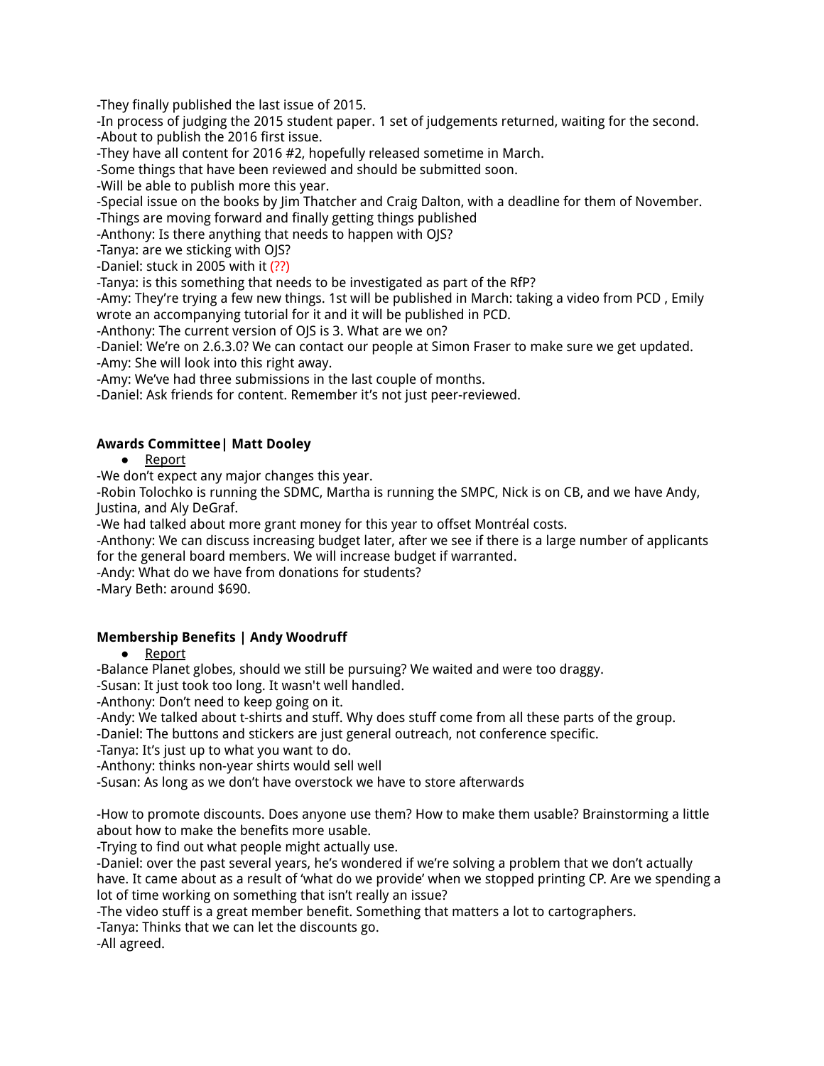-They finally published the last issue of 2015.
-In process of judging the 2015 student paper. 1 set of judgements returned, waiting for the second.
-About to publish the 2016 first issue.
-They have all content for 2016 #2, hopefully released sometime in March.
-Some things that have been reviewed and should be submitted soon.
-Will be able to publish more this year.
-Special issue on the books by Jim Thatcher and Craig Dalton, with a deadline for them of November.
-Things are moving forward and finally getting things published
-Anthony: Is there anything that needs to happen with OJS?
-Tanya: are we sticking with OJS?
-Daniel: stuck in 2005 with it (??)
-Tanya: is this something that needs to be investigated as part of the RfP?
-Amy: They're trying a few new things. 1st will be published in March: taking a video from PCD , Emily wrote an accompanying tutorial for it and it will be published in PCD.
-Anthony: The current version of OJS is 3. What are we on?
-Daniel: We're on 2.6.3.0? We can contact our people at Simon Fraser to make sure we get updated.
-Amy: She will look into this right away.
-Amy: We've had three submissions in the last couple of months.
-Daniel: Ask friends for content. Remember it's not just peer-reviewed.

**Awards Committee| Matt Dooley**

- Report

-We don't expect any major changes this year.
-Robin Tolochko is running the SDMC, Martha is running the SMPC, Nick is on CB, and we have Andy, Justina, and Aly DeGraf.
-We had talked about more grant money for this year to offset Montréal costs.
-Anthony: We can discuss increasing budget later, after we see if there is a large number of applicants for the general board members. We will increase budget if warranted.
-Andy: What do we have from donations for students?
-Mary Beth: around $690.

**Membership Benefits | Andy Woodruff**

- Report

-Balance Planet globes, should we still be pursuing? We waited and were too draggy.
-Susan: It just took too long. It wasn't well handled.
-Anthony: Don't need to keep going on it.
-Andy: We talked about t-shirts and stuff. Why does stuff come from all these parts of the group.
-Daniel: The buttons and stickers are just general outreach, not conference specific.
-Tanya: It's just up to what you want to do.
-Anthony: thinks non-year shirts would sell well
-Susan: As long as we don't have overstock we have to store afterwards

-How to promote discounts. Does anyone use them? How to make them usable? Brainstorming a little about how to make the benefits more usable.
-Trying to find out what people might actually use.
-Daniel: over the past several years, he's wondered if we're solving a problem that we don't actually have. It came about as a result of 'what do we provide' when we stopped printing CP. Are we spending a lot of time working on something that isn't really an issue?
-The video stuff is a great member benefit. Something that matters a lot to cartographers.
-Tanya: Thinks that we can let the discounts go.
-All agreed.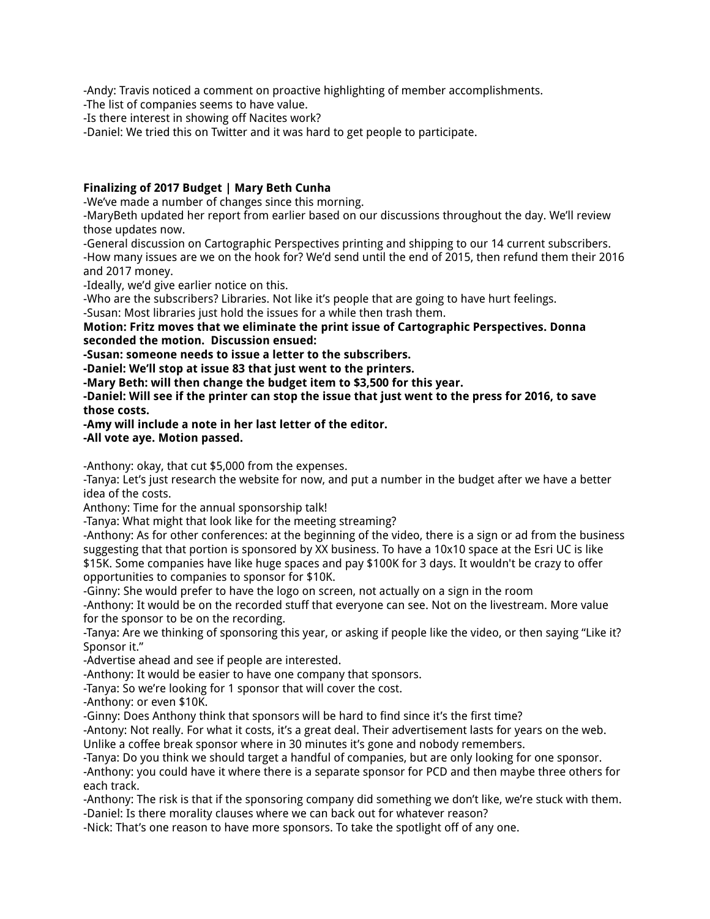-Andy: Travis noticed a comment on proactive highlighting of member accomplishments.
-The list of companies seems to have value.
-Is there interest in showing off Nacites work?
-Daniel: We tried this on Twitter and it was hard to get people to participate.

**Finalizing of 2017 Budget | Mary Beth Cunha**
-We've made a number of changes since this morning.
-MaryBeth updated her report from earlier based on our discussions throughout the day. We'll review those updates now.
-General discussion on Cartographic Perspectives printing and shipping to our 14 current subscribers.
-How many issues are we on the hook for? We'd send until the end of 2015, then refund them their 2016 and 2017 money.
-Ideally, we'd give earlier notice on this.
-Who are the subscribers? Libraries. Not like it's people that are going to have hurt feelings.
-Susan: Most libraries just hold the issues for a while then trash them.
**Motion: Fritz moves that we eliminate the print issue of Cartographic Perspectives. Donna seconded the motion. Discussion ensued:**
**-Susan: someone needs to issue a letter to the subscribers.**
**-Daniel: We'll stop at issue 83 that just went to the printers.**
**-Mary Beth: will then change the budget item to $3,500 for this year.**
**-Daniel: Will see if the printer can stop the issue that just went to the press for 2016, to save those costs.**
**-Amy will include a note in her last letter of the editor.**
**-All vote aye. Motion passed.**

-Anthony: okay, that cut $5,000 from the expenses.
-Tanya: Let's just research the website for now, and put a number in the budget after we have a better idea of the costs.
Anthony: Time for the annual sponsorship talk!
-Tanya: What might that look like for the meeting streaming?
-Anthony: As for other conferences: at the beginning of the video, there is a sign or ad from the business suggesting that that portion is sponsored by XX business. To have a 10x10 space at the Esri UC is like $15K. Some companies have like huge spaces and pay $100K for 3 days. It wouldn't be crazy to offer opportunities to companies to sponsor for $10K.
-Ginny: She would prefer to have the logo on screen, not actually on a sign in the room
-Anthony: It would be on the recorded stuff that everyone can see. Not on the livestream. More value for the sponsor to be on the recording.
-Tanya: Are we thinking of sponsoring this year, or asking if people like the video, or then saying "Like it? Sponsor it."
-Advertise ahead and see if people are interested.
-Anthony: It would be easier to have one company that sponsors.
-Tanya: So we're looking for 1 sponsor that will cover the cost.
-Anthony: or even $10K.
-Ginny: Does Anthony think that sponsors will be hard to find since it's the first time?
-Antony: Not really. For what it costs, it's a great deal. Their advertisement lasts for years on the web. Unlike a coffee break sponsor where in 30 minutes it's gone and nobody remembers.
-Tanya: Do you think we should target a handful of companies, but are only looking for one sponsor.
-Anthony: you could have it where there is a separate sponsor for PCD and then maybe three others for each track.
-Anthony: The risk is that if the sponsoring company did something we don't like, we're stuck with them.
-Daniel: Is there morality clauses where we can back out for whatever reason?
-Nick: That's one reason to have more sponsors. To take the spotlight off of any one.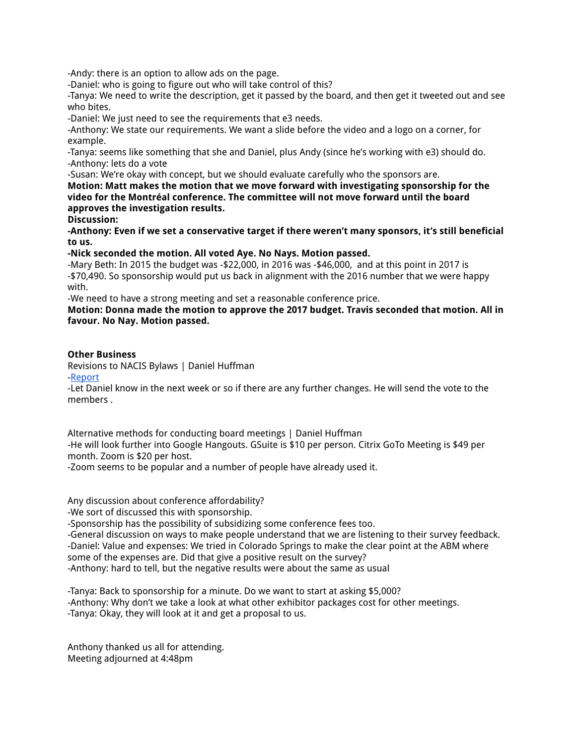-Andy: there is an option to allow ads on the page.
-Daniel: who is going to figure out who will take control of this?
-Tanya: We need to write the description, get it passed by the board, and then get it tweeted out and see who bites.
-Daniel: We just need to see the requirements that e3 needs.
-Anthony: We state our requirements. We want a slide before the video and a logo on a corner, for example.
-Tanya: seems like something that she and Daniel, plus Andy (since he's working with e3) should do.
-Anthony: lets do a vote
-Susan: We're okay with concept, but we should evaluate carefully who the sponsors are.
**Motion: Matt makes the motion that we move forward with investigating sponsorship for the video for the Montréal conference. The committee will not move forward until the board approves the investigation results.**
**Discussion:**
**-Anthony: Even if we set a conservative target if there weren't many sponsors, it's still beneficial to us.**
**-Nick seconded the motion. All voted Aye. No Nays. Motion passed.**
-Mary Beth: In 2015 the budget was -$22,000, in 2016 was -$46,000, and at this point in 2017 is -$70,490. So sponsorship would put us back in alignment with the 2016 number that we were happy with.
-We need to have a strong meeting and set a reasonable conference price.
**Motion: Donna made the motion to approve the 2017 budget. Travis seconded that motion. All in favour. No Nay. Motion passed.**

**Other Business**
Revisions to NACIS Bylaws | Daniel Huffman
-Report
-Let Daniel know in the next week or so if there are any further changes. He will send the vote to the members .

Alternative methods for conducting board meetings | Daniel Huffman
-He will look further into Google Hangouts. GSuite is $10 per person. Citrix GoTo Meeting is $49 per month. Zoom is $20 per host.
-Zoom seems to be popular and a number of people have already used it.

Any discussion about conference affordability?
-We sort of discussed this with sponsorship.
-Sponsorship has the possibility of subsidizing some conference fees too.
-General discussion on ways to make people understand that we are listening to their survey feedback.
-Daniel: Value and expenses: We tried in Colorado Springs to make the clear point at the ABM where some of the expenses are. Did that give a positive result on the survey?
-Anthony: hard to tell, but the negative results were about the same as usual

-Tanya: Back to sponsorship for a minute. Do we want to start at asking $5,000?
-Anthony: Why don't we take a look at what other exhibitor packages cost for other meetings.
-Tanya: Okay, they will look at it and get a proposal to us.

Anthony thanked us all for attending.
Meeting adjourned at 4:48pm